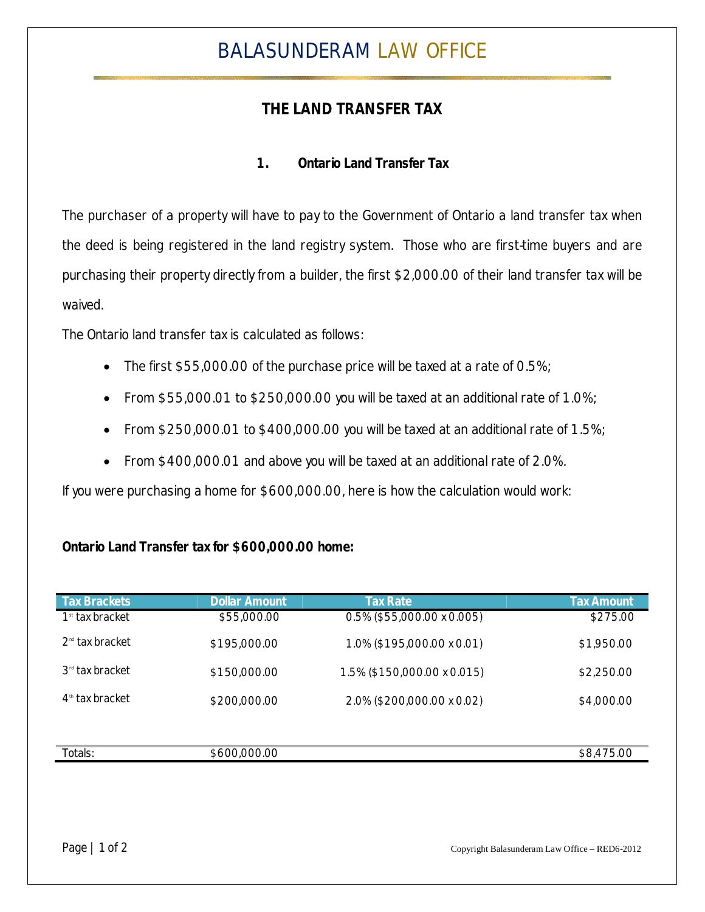# BALASUNDERAM LAW OFFICE

## THE LAND TRANSFER TAX

### 1. Ontario Land Transfer Tax

The purchaser of a property will have to pay to the Government of Ontario a land transfer tax when the deed is being registered in the land registry system. Those who are first-time buyers and are purchasing their property directly from a builder, the first $2,000.00 of their land transfer tax will be waived.

The Ontario land transfer tax is calculated as follows:

- The first $55,000.00 of the purchase price will be taxed at a rate of 0.5%;
- From $55,000.01 to $250,000.00 you will be taxed at an additional rate of 1.0%;
- From $250,000.01 to $400,000.00 you will be taxed at an additional rate of 1.5%;
- From $400,000.01 and above you will be taxed at an additional rate of 2.0%.

If you were purchasing a home for $600,000.00, here is how the calculation would work:

**Ontario Land Transfer tax for $600,000.00 home:**

| Tax Brackets | Dollar Amount | Tax Rate | Tax Amount |
|---|---|---|---|
| 1st tax bracket | $55,000.00 | 0.5% ($55,000.00 x 0.005) | $275.00 |
| 2nd tax bracket | $195,000.00 | 1.0% ($195,000.00 x 0.01) | $1,950.00 |
| 3rd tax bracket | $150,000.00 | 1.5% ($150,000.00 x 0.015) | $2,250.00 |
| 4th tax bracket | $200,000.00 | 2.0% ($200,000.00 x 0.02) | $4,000.00 |
| Totals: | $600,000.00 | | $8,475.00 |

Copyright Balasunderam Law Office – RED6-2012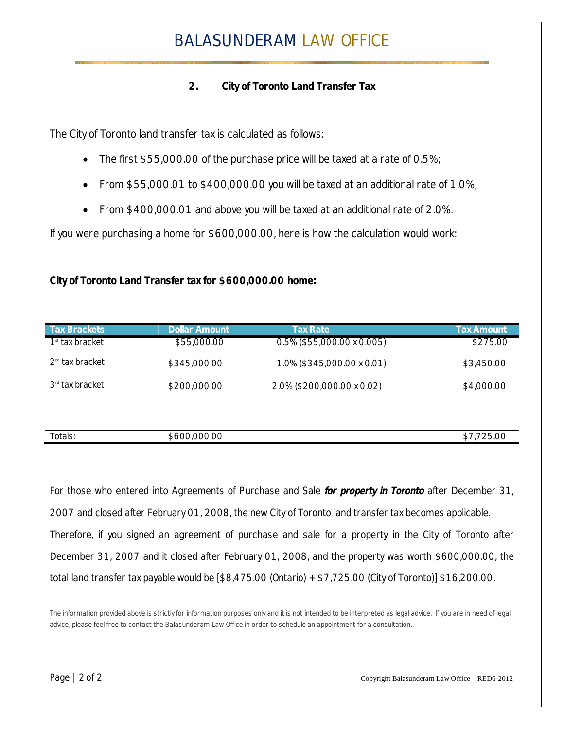# BALASUNDERAM LAW OFFICE

## 2. City of Toronto Land Transfer Tax

The City of Toronto land transfer tax is calculated as follows:

- The first $55,000.00 of the purchase price will be taxed at a rate of 0.5%;
- From $55,000.01 to $400,000.00 you will be taxed at an additional rate of 1.0%;
- From $400,000.01 and above you will be taxed at an additional rate of 2.0%.

If you were purchasing a home for $600,000.00, here is how the calculation would work:

**City of Toronto Land Transfer tax for $600,000.00 home:**

| Tax Brackets | Dollar Amount | Tax Rate | Tax Amount |
|---|---|---|---|
| 1st tax bracket | $55,000.00 | 0.5% ($55,000.00 x 0.005) | $275.00 |
| 2nd tax bracket | $345,000.00 | 1.0% ($345,000.00 x 0.01) | $3,450.00 |
| 3rd tax bracket | $200,000.00 | 2.0% ($200,000.00 x 0.02) | $4,000.00 |
| Totals: | $600,000.00 | | $7,725.00 |

For those who entered into Agreements of Purchase and Sale ***for property in Toronto*** after December 31, 2007 and closed after February 01, 2008, the new City of Toronto land transfer tax becomes applicable. Therefore, if you signed an agreement of purchase and sale for a property in the City of Toronto after December 31, 2007 and it closed after February 01, 2008, and the property was worth $600,000.00, the total land transfer tax payable would be [$8,475.00 (Ontario) + $7,725.00 (City of Toronto)] $16,200.00.

The information provided above is strictly for information purposes only and it is not intended to be interpreted as legal advice. If you are in need of legal advice, please feel free to contact the Balasunderam Law Office in order to schedule an appointment for a consultation.

Copyright Balasunderam Law Office – RED6-2012